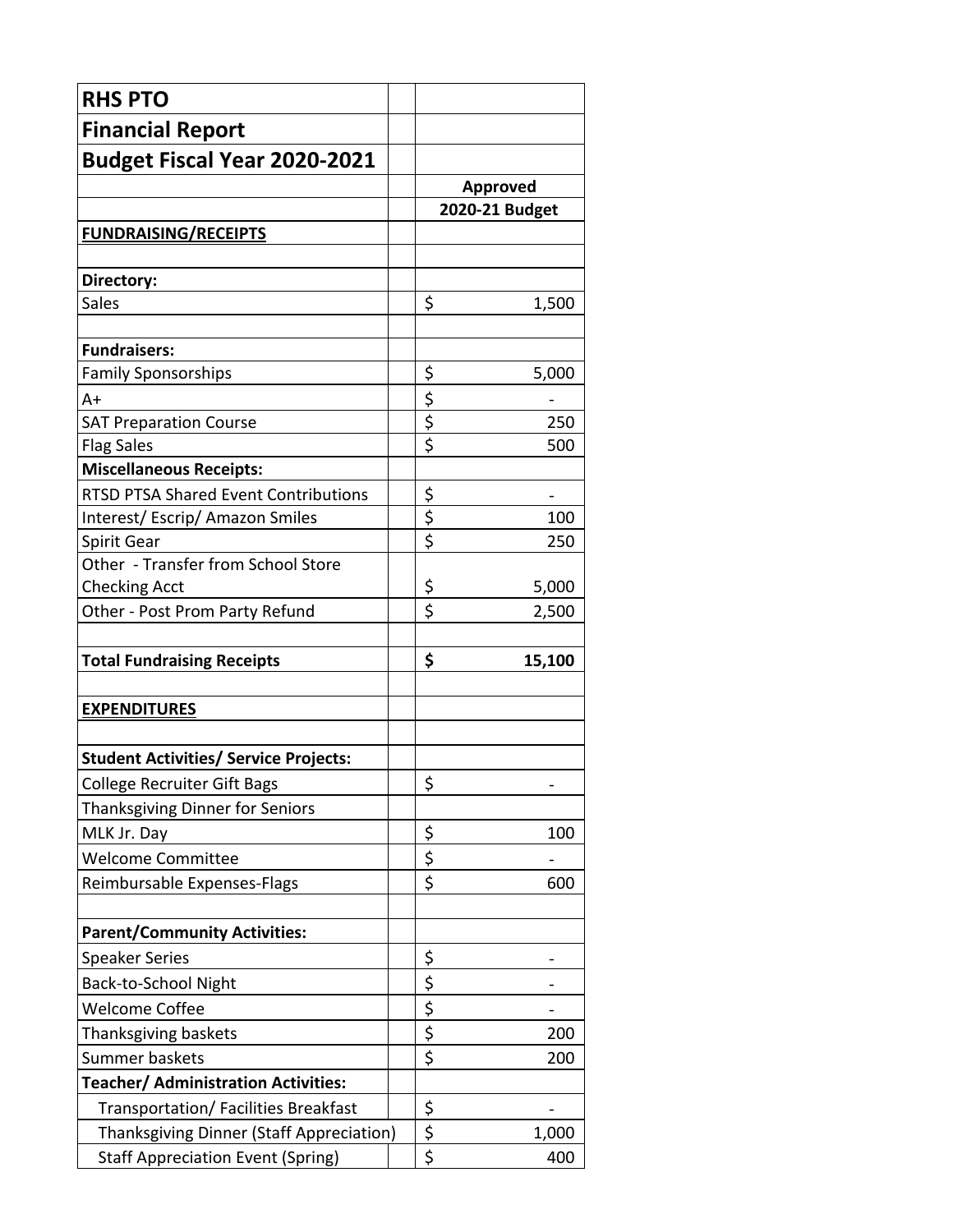| RHS PTO | | |
|---|---|---|
| **Financial Report** | | |
| **Budget Fiscal Year 2020-2021** | | |
| | | **Approved** |
| | | **2020-21 Budget** |
| **FUNDRAISING/RECEIPTS** | | |
| | | |
| **Directory:** | | |
| Sales | | $ 1,500 |
| | | |
| **Fundraisers:** | | |
| Family Sponsorships | | $ 5,000 |
| A+ | | $ - |
| SAT Preparation Course | | $ 250 |
| Flag Sales | | $ 500 |
| **Miscellaneous Receipts:** | | |
| RTSD PTSA Shared Event Contributions | | $ - |
| Interest/ Escrip/ Amazon Smiles | | $ 100 |
| Spirit Gear | | $ 250 |
| Other - Transfer from School Store Checking Acct | | $ 5,000 |
| Other - Post Prom Party Refund | | $ 2,500 |
| | | |
| **Total Fundraising Receipts** | | **$ 15,100** |
| | | |
| **EXPENDITURES** | | |
| | | |
| **Student Activities/ Service Projects:** | | |
| College Recruiter Gift Bags | | $ - |
| Thanksgiving Dinner for Seniors | | |
| MLK Jr. Day | | $ 100 |
| Welcome Committee | | $ - |
| Reimbursable Expenses-Flags | | $ 600 |
| | | |
| **Parent/Community Activities:** | | |
| Speaker Series | | $ - |
| Back-to-School Night | | $ - |
| Welcome Coffee | | $ - |
| Thanksgiving baskets | | $ 200 |
| Summer baskets | | $ 200 |
| **Teacher/ Administration Activities:** | | |
| Transportation/ Facilities Breakfast | | $ - |
| Thanksgiving Dinner (Staff Appreciation) | | $ 1,000 |
| Staff Appreciation Event (Spring) | | $ 400 |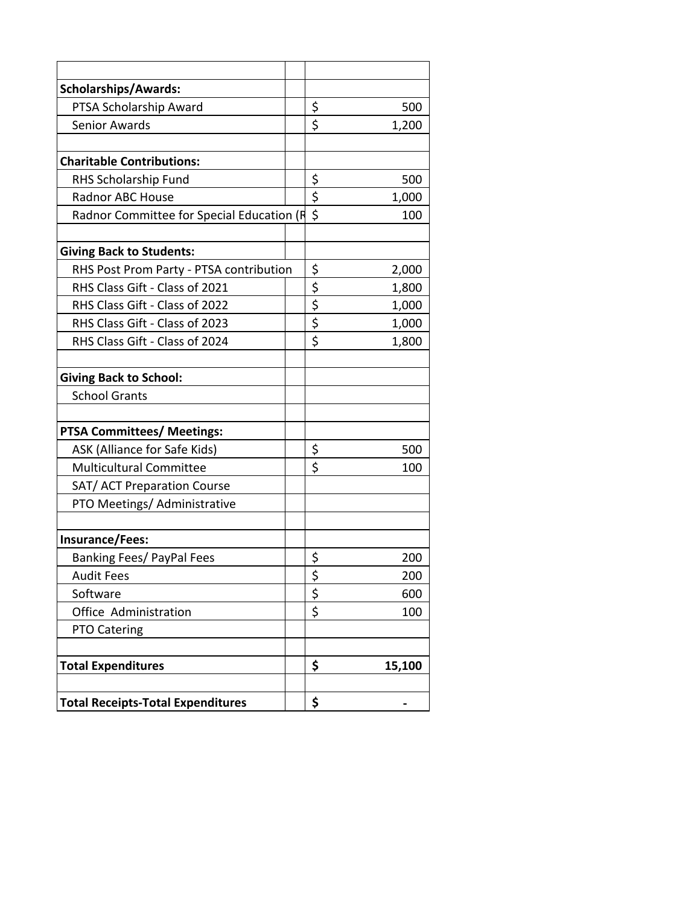| | | |
|---|---|---|
| **Scholarships/Awards:** | | |
| PTSA Scholarship Award | | $ 500 |
| Senior Awards | | $ 1,200 |
| | | |
| **Charitable Contributions:** | | |
| RHS Scholarship Fund | | $ 500 |
| Radnor ABC House | | $ 1,000 |
| Radnor Committee for Special Education (R | | $ 100 |
| | | |
| **Giving Back to Students:** | | |
| RHS Post Prom Party - PTSA contribution | | $ 2,000 |
| RHS Class Gift - Class of 2021 | | $ 1,800 |
| RHS Class Gift - Class of 2022 | | $ 1,000 |
| RHS Class Gift - Class of 2023 | | $ 1,000 |
| RHS Class Gift - Class of 2024 | | $ 1,800 |
| | | |
| **Giving Back to School:** | | |
| School Grants | | |
| | | |
| **PTSA Committees/ Meetings:** | | |
| ASK (Alliance for Safe Kids) | | $ 500 |
| Multicultural Committee | | $ 100 |
| SAT/ ACT Preparation Course | | |
| PTO Meetings/ Administrative | | |
| | | |
| **Insurance/Fees:** | | |
| Banking Fees/ PayPal Fees | | $ 200 |
| Audit Fees | | $ 200 |
| Software | | $ 600 |
| Office Administration | | $ 100 |
| PTO Catering | | |
| | | |
| **Total Expenditures** | | **$ 15,100** |
| | | |
| **Total Receipts-Total Expenditures** | | **$ -** |